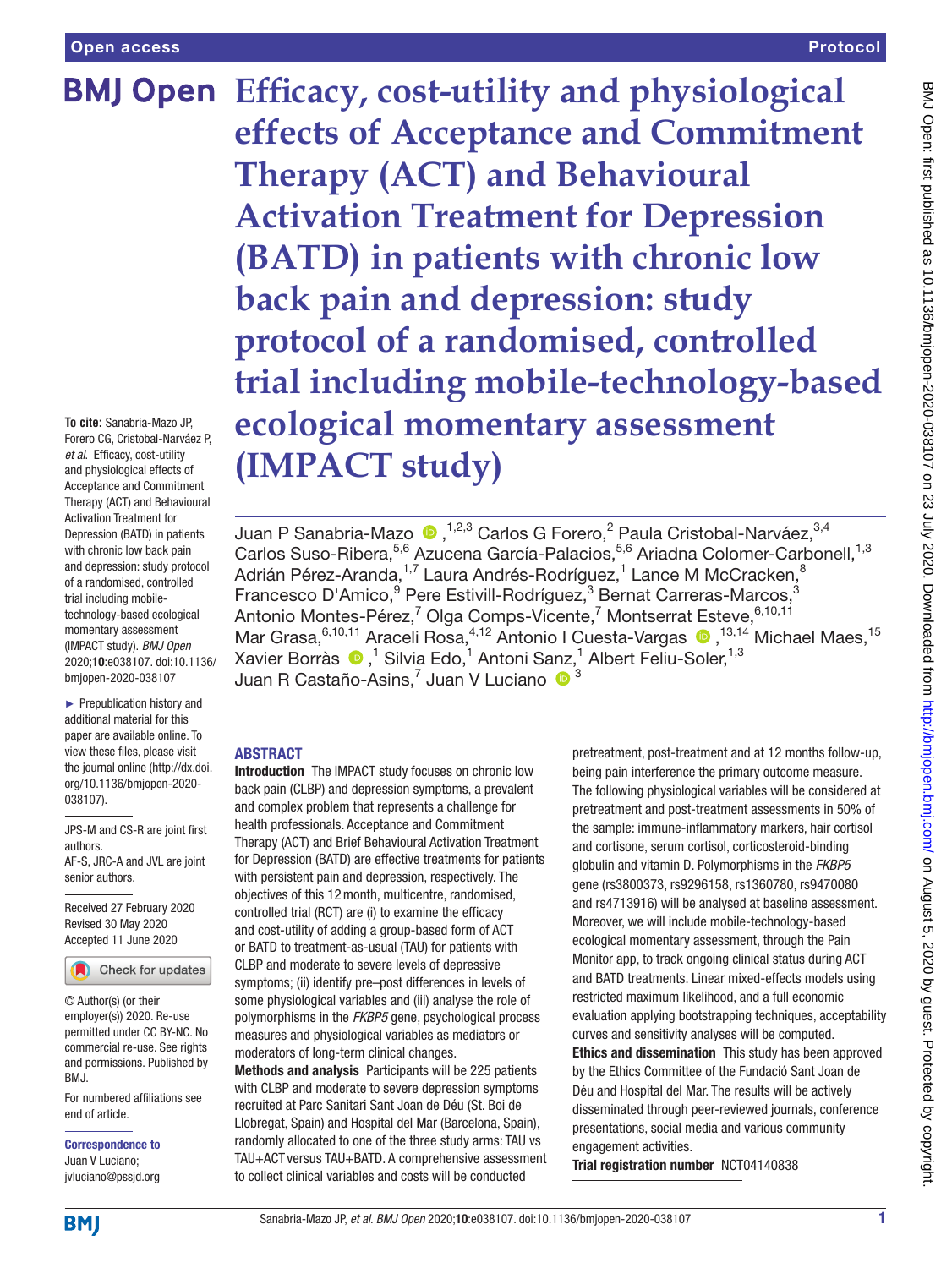Open access

Protocol

# Efficacy, cost-utility and physiological effects of Acceptance and Commitment Therapy (ACT) and Behavioural Activation Treatment for Depression (BATD) in patients with chronic low back pain and depression: study protocol of a randomised, controlled trial including mobile-technology-based ecological momentary assessment (IMPACT study)

Juan P Sanabria-Mazo ,[1,2,3] Carlos G Forero,[2] Paula Cristobal-Narváez,[3,4] Carlos Suso-Ribera,[5,6] Azucena García-Palacios,[5,6] Ariadna Colomer-Carbonell,[1,3] Adrián Pérez-Aranda,[1,7] Laura Andrés-Rodríguez,[1] Lance M McCracken,[8] Francesco D'Amico,[9] Pere Estivill-Rodríguez,[3] Bernat Carreras-Marcos,[3] Antonio Montes-Pérez,[7] Olga Comps-Vicente,[7] Montserrat Esteve,[6,10,11] Mar Grasa,[6,10,11] Araceli Rosa,[4,12] Antonio I Cuesta-Vargas ,[13,14] Michael Maes,[15] Xavier Borràs ,[1] Silvia Edo,[1] Antoni Sanz,[1] Albert Feliu-Soler,[1,3] Juan R Castaño-Asins,[7] Juan V Luciano [3]

**To cite:** Sanabria-Mazo JP, Forero CG, Cristobal-Narváez P, *et al*. Efficacy, cost-utility and physiological effects of Acceptance and Commitment Therapy (ACT) and Behavioural Activation Treatment for Depression (BATD) in patients with chronic low back pain and depression: study protocol of a randomised, controlled trial including mobile-technology-based ecological momentary assessment (IMPACT study). *BMJ Open* 2020;**10**:e038107. doi:10.1136/bmjopen-2020-038107

► Prepublication history and additional material for this paper are available online. To view these files, please visit the journal online (http://dx.doi.org/10.1136/bmjopen-2020-038107).

JPS-M and CS-R are joint first authors.
AF-S, JRC-A and JVL are joint senior authors.

Received 27 February 2020
Revised 30 May 2020
Accepted 11 June 2020

© Author(s) (or their employer(s)) 2020. Re-use permitted under CC BY-NC. No commercial re-use. See rights and permissions. Published by BMJ.

For numbered affiliations see end of article.

**Correspondence to**
Juan V Luciano;
jvluciano@pssjd.org

## ABSTRACT

**Introduction** The IMPACT study focuses on chronic low back pain (CLBP) and depression symptoms, a prevalent and complex problem that represents a challenge for health professionals. Acceptance and Commitment Therapy (ACT) and Brief Behavioural Activation Treatment for Depression (BATD) are effective treatments for patients with persistent pain and depression, respectively. The objectives of this 12 month, multicentre, randomised, controlled trial (RCT) are (i) to examine the efficacy and cost-utility of adding a group-based form of ACT or BATD to treatment-as-usual (TAU) for patients with CLBP and moderate to severe levels of depressive symptoms; (ii) identify pre–post differences in levels of some physiological variables and (iii) analyse the role of polymorphisms in the *FKBP5* gene, psychological process measures and physiological variables as mediators or moderators of long-term clinical changes.

**Methods and analysis** Participants will be 225 patients with CLBP and moderate to severe depression symptoms recruited at Parc Sanitari Sant Joan de Déu (St. Boi de Llobregat, Spain) and Hospital del Mar (Barcelona, Spain), randomly allocated to one of the three study arms: TAU vs TAU+ACT versus TAU+BATD. A comprehensive assessment to collect clinical variables and costs will be conducted pretreatment, post-treatment and at 12 months follow-up, being pain interference the primary outcome measure. The following physiological variables will be considered at pretreatment and post-treatment assessments in 50% of the sample: immune-inflammatory markers, hair cortisol and cortisone, serum cortisol, corticosteroid-binding globulin and vitamin D. Polymorphisms in the *FKBP5* gene (rs3800373, rs9296158, rs1360780, rs9470080 and rs4713916) will be analysed at baseline assessment. Moreover, we will include mobile-technology-based ecological momentary assessment, through the Pain Monitor app, to track ongoing clinical status during ACT and BATD treatments. Linear mixed-effects models using restricted maximum likelihood, and a full economic evaluation applying bootstrapping techniques, acceptability curves and sensitivity analyses will be computed.

**Ethics and dissemination** This study has been approved by the Ethics Committee of the Fundació Sant Joan de Déu and Hospital del Mar. The results will be actively disseminated through peer-reviewed journals, conference presentations, social media and various community engagement activities.

**Trial registration number** NCT04140838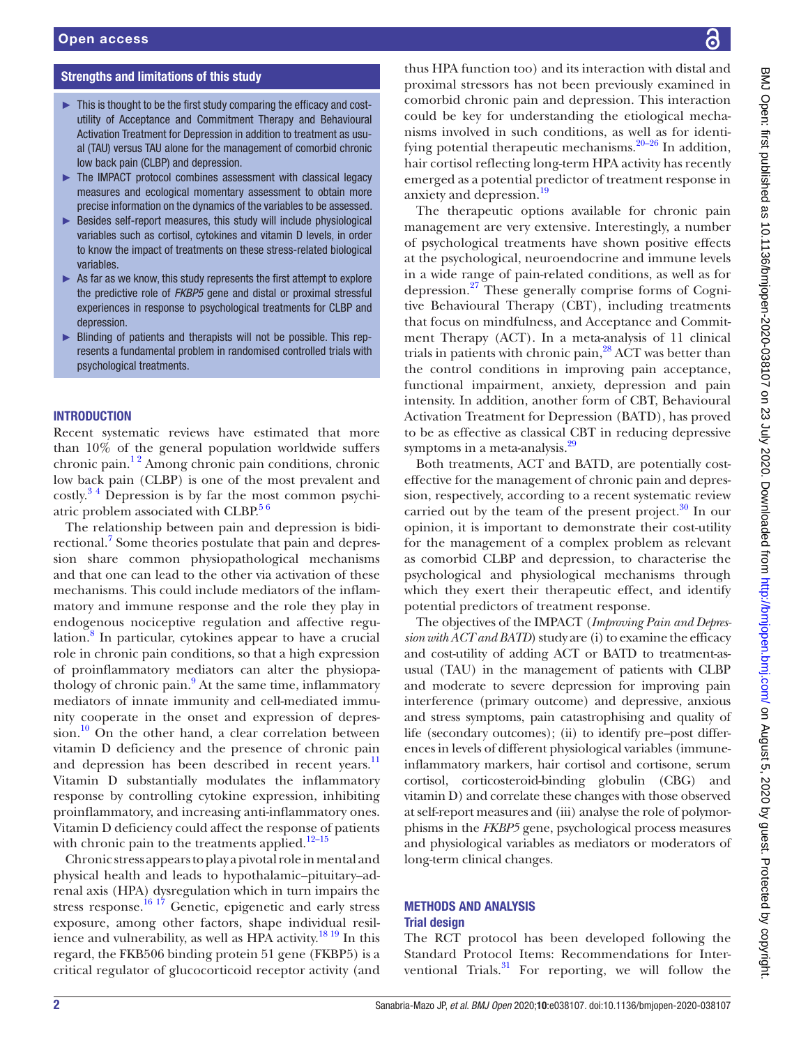## Strengths and limitations of this study

- This is thought to be the first study comparing the efficacy and cost-utility of Acceptance and Commitment Therapy and Behavioural Activation Treatment for Depression in addition to treatment as usual (TAU) versus TAU alone for the management of comorbid chronic low back pain (CLBP) and depression.
- The IMPACT protocol combines assessment with classical legacy measures and ecological momentary assessment to obtain more precise information on the dynamics of the variables to be assessed.
- Besides self-report measures, this study will include physiological variables such as cortisol, cytokines and vitamin D levels, in order to know the impact of treatments on these stress-related biological variables.
- As far as we know, this study represents the first attempt to explore the predictive role of *FKBP5* gene and distal or proximal stressful experiences in response to psychological treatments for CLBP and depression.
- Blinding of patients and therapists will not be possible. This represents a fundamental problem in randomised controlled trials with psychological treatments.

## INTRODUCTION

Recent systematic reviews have estimated that more than 10% of the general population worldwide suffers chronic pain.[1,2] Among chronic pain conditions, chronic low back pain (CLBP) is one of the most prevalent and costly.[3,4] Depression is by far the most common psychiatric problem associated with CLBP.[5,6]

The relationship between pain and depression is bidirectional.[7] Some theories postulate that pain and depression share common physiopathological mechanisms and that one can lead to the other via activation of these mechanisms. This could include mediators of the inflammatory and immune response and the role they play in endogenous nociceptive regulation and affective regulation.[8] In particular, cytokines appear to have a crucial role in chronic pain conditions, so that a high expression of proinflammatory mediators can alter the physiopathology of chronic pain.[9] At the same time, inflammatory mediators of innate immunity and cell-mediated immunity cooperate in the onset and expression of depression.[10] On the other hand, a clear correlation between vitamin D deficiency and the presence of chronic pain and depression has been described in recent years.[11] Vitamin D substantially modulates the inflammatory response by controlling cytokine expression, inhibiting proinflammatory, and increasing anti-inflammatory ones. Vitamin D deficiency could affect the response of patients with chronic pain to the treatments applied.[12–15]

Chronic stress appears to play a pivotal role in mental and physical health and leads to hypothalamic–pituitary–adrenal axis (HPA) dysregulation which in turn impairs the stress response.[16,17] Genetic, epigenetic and early stress exposure, among other factors, shape individual resilience and vulnerability, as well as HPA activity.[18,19] In this regard, the FKB506 binding protein 51 gene (FKBP5) is a critical regulator of glucocorticoid receptor activity (and thus HPA function too) and its interaction with distal and proximal stressors has not been previously examined in comorbid chronic pain and depression. This interaction could be key for understanding the etiological mechanisms involved in such conditions, as well as for identifying potential therapeutic mechanisms.[20–26] In addition, hair cortisol reflecting long-term HPA activity has recently emerged as a potential predictor of treatment response in anxiety and depression.[19]

The therapeutic options available for chronic pain management are very extensive. Interestingly, a number of psychological treatments have shown positive effects at the psychological, neuroendocrine and immune levels in a wide range of pain-related conditions, as well as for depression.[27] These generally comprise forms of Cognitive Behavioural Therapy (CBT), including treatments that focus on mindfulness, and Acceptance and Commitment Therapy (ACT). In a meta-analysis of 11 clinical trials in patients with chronic pain,[28] ACT was better than the control conditions in improving pain acceptance, functional impairment, anxiety, depression and pain intensity. In addition, another form of CBT, Behavioural Activation Treatment for Depression (BATD), has proved to be as effective as classical CBT in reducing depressive symptoms in a meta-analysis.[29]

Both treatments, ACT and BATD, are potentially cost-effective for the management of chronic pain and depression, respectively, according to a recent systematic review carried out by the team of the present project.[30] In our opinion, it is important to demonstrate their cost-utility for the management of a complex problem as relevant as comorbid CLBP and depression, to characterise the psychological and physiological mechanisms through which they exert their therapeutic effect, and identify potential predictors of treatment response.

The objectives of the IMPACT (*Improving Pain and Depression with ACT and BATD*) study are (i) to examine the efficacy and cost-utility of adding ACT or BATD to treatment-as-usual (TAU) in the management of patients with CLBP and moderate to severe depression for improving pain interference (primary outcome) and depressive, anxious and stress symptoms, pain catastrophising and quality of life (secondary outcomes); (ii) to identify pre–post differences in levels of different physiological variables (immune-inflammatory markers, hair cortisol and cortisone, serum cortisol, corticosteroid-binding globulin (CBG) and vitamin D) and correlate these changes with those observed at self-report measures and (iii) analyse the role of polymorphisms in the *FKBP5* gene, psychological process measures and physiological variables as mediators or moderators of long-term clinical changes.

## METHODS AND ANALYSIS

### Trial design

The RCT protocol has been developed following the Standard Protocol Items: Recommendations for Interventional Trials.[31] For reporting, we will follow the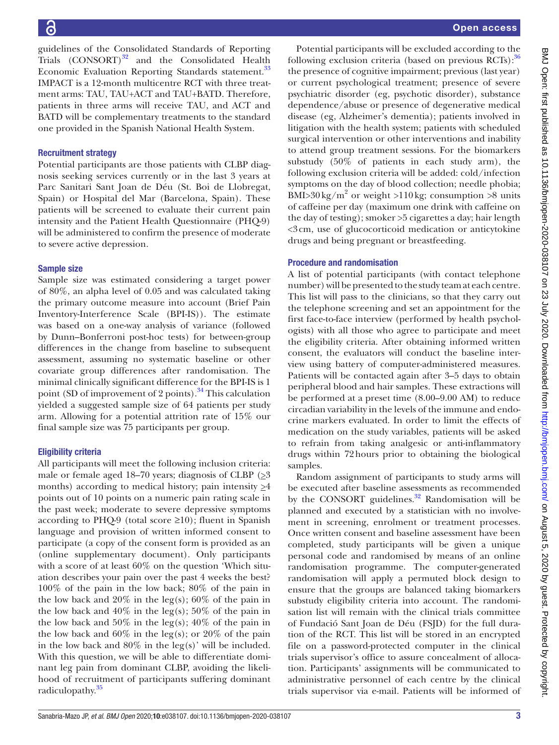guidelines of the Consolidated Standards of Reporting Trials (CONSORT)[32] and the Consolidated Health Economic Evaluation Reporting Standards statement.[33] IMPACT is a 12-month multicentre RCT with three treatment arms: TAU, TAU+ACT and TAU+BATD. Therefore, patients in three arms will receive TAU, and ACT and BATD will be complementary treatments to the standard one provided in the Spanish National Health System.

### Recruitment strategy

Potential participants are those patients with CLBP diagnosis seeking services currently or in the last 3 years at Parc Sanitari Sant Joan de Déu (St. Boi de Llobregat, Spain) or Hospital del Mar (Barcelona, Spain). These patients will be screened to evaluate their current pain intensity and the Patient Health Questionnaire (PHQ-9) will be administered to confirm the presence of moderate to severe active depression.

### Sample size

Sample size was estimated considering a target power of 80%, an alpha level of 0.05 and was calculated taking the primary outcome measure into account (Brief Pain Inventory-Interference Scale (BPI-IS)). The estimate was based on a one-way analysis of variance (followed by Dunn–Bonferroni post-hoc tests) for between-group differences in the change from baseline to subsequent assessment, assuming no systematic baseline or other covariate group differences after randomisation. The minimal clinically significant difference for the BPI-IS is 1 point (SD of improvement of 2 points).[34] This calculation yielded a suggested sample size of 64 patients per study arm. Allowing for a potential attrition rate of 15% our final sample size was 75 participants per group.

### Eligibility criteria

All participants will meet the following inclusion criteria: male or female aged 18–70 years; diagnosis of CLBP (≥3 months) according to medical history; pain intensity ≥4 points out of 10 points on a numeric pain rating scale in the past week; moderate to severe depressive symptoms according to PHQ-9 (total score ≥10); fluent in Spanish language and provision of written informed consent to participate (a copy of the consent form is provided as an (online supplementary document). Only participants with a score of at least 60% on the question 'Which situation describes your pain over the past 4 weeks the best? 100% of the pain in the low back; 80% of the pain in the low back and 20% in the leg(s); 60% of the pain in the low back and 40% in the leg(s); 50% of the pain in the low back and 50% in the leg(s); 40% of the pain in the low back and 60% in the leg(s); or 20% of the pain in the low back and 80% in the leg(s)' will be included. With this question, we will be able to differentiate dominant leg pain from dominant CLBP, avoiding the likelihood of recruitment of participants suffering dominant radiculopathy.[35]

Potential participants will be excluded according to the following exclusion criteria (based on previous RCTs):[36] the presence of cognitive impairment; previous (last year) or current psychological treatment; presence of severe psychiatric disorder (eg, psychotic disorder), substance dependence/abuse or presence of degenerative medical disease (eg, Alzheimer's dementia); patients involved in litigation with the health system; patients with scheduled surgical intervention or other interventions and inability to attend group treatment sessions. For the biomarkers substudy (50% of patients in each study arm), the following exclusion criteria will be added: cold/infection symptoms on the day of blood collection; needle phobia; BMI>30 kg/$m^2$ or weight >110 kg; consumption >8 units of caffeine per day (maximum one drink with caffeine on the day of testing); smoker >5 cigarettes a day; hair length <3 cm, use of glucocorticoid medication or anticytokine drugs and being pregnant or breastfeeding.

### Procedure and randomisation

A list of potential participants (with contact telephone number) will be presented to the study team at each centre. This list will pass to the clinicians, so that they carry out the telephone screening and set an appointment for the first face-to-face interview (performed by health psychologists) with all those who agree to participate and meet the eligibility criteria. After obtaining informed written consent, the evaluators will conduct the baseline interview using battery of computer-administered measures. Patients will be contacted again after 3–5 days to obtain peripheral blood and hair samples. These extractions will be performed at a preset time (8.00–9.00 AM) to reduce circadian variability in the levels of the immune and endocrine markers evaluated. In order to limit the effects of medication on the study variables, patients will be asked to refrain from taking analgesic or anti-inflammatory drugs within 72 hours prior to obtaining the biological samples.

Random assignment of participants to study arms will be executed after baseline assessments as recommended by the CONSORT guidelines.[32] Randomisation will be planned and executed by a statistician with no involvement in screening, enrolment or treatment processes. Once written consent and baseline assessment have been completed, study participants will be given a unique personal code and randomised by means of an online randomisation programme. The computer-generated randomisation will apply a permuted block design to ensure that the groups are balanced taking biomarkers substudy eligibility criteria into account. The randomisation list will remain with the clinical trials committee of Fundació Sant Joan de Déu (FSJD) for the full duration of the RCT. This list will be stored in an encrypted file on a password-protected computer in the clinical trials supervisor's office to assure concealment of allocation. Participants' assignments will be communicated to administrative personnel of each centre by the clinical trials supervisor via e-mail. Patients will be informed of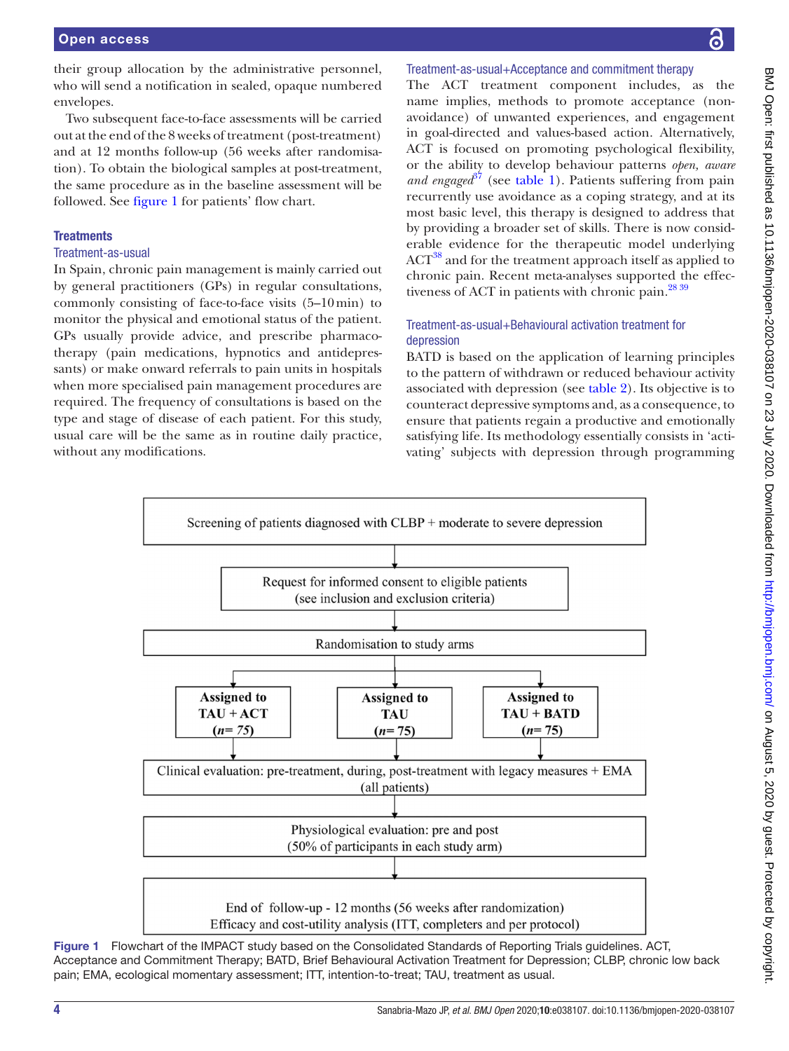their group allocation by the administrative personnel, who will send a notification in sealed, opaque numbered envelopes.

Two subsequent face-to-face assessments will be carried out at the end of the 8 weeks of treatment (post-treatment) and at 12 months follow-up (56 weeks after randomisation). To obtain the biological samples at post-treatment, the same procedure as in the baseline assessment will be followed. See figure 1 for patients' flow chart.

## Treatments

### Treatment-as-usual

In Spain, chronic pain management is mainly carried out by general practitioners (GPs) in regular consultations, commonly consisting of face-to-face visits (5–10 min) to monitor the physical and emotional status of the patient. GPs usually provide advice, and prescribe pharmacotherapy (pain medications, hypnotics and antidepressants) or make onward referrals to pain units in hospitals when more specialised pain management procedures are required. The frequency of consultations is based on the type and stage of disease of each patient. For this study, usual care will be the same as in routine daily practice, without any modifications.

### Treatment-as-usual+Acceptance and commitment therapy

The ACT treatment component includes, as the name implies, methods to promote acceptance (non-avoidance) of unwanted experiences, and engagement in goal-directed and values-based action. Alternatively, ACT is focused on promoting psychological flexibility, or the ability to develop behaviour patterns *open, aware and engaged*[37] (see table 1). Patients suffering from pain recurrently use avoidance as a coping strategy, and at its most basic level, this therapy is designed to address that by providing a broader set of skills. There is now considerable evidence for the therapeutic model underlying ACT[38] and for the treatment approach itself as applied to chronic pain. Recent meta-analyses supported the effectiveness of ACT in patients with chronic pain.[28 39]

### Treatment-as-usual+Behavioural activation treatment for depression

BATD is based on the application of learning principles to the pattern of withdrawn or reduced behaviour activity associated with depression (see table 2). Its objective is to counteract depressive symptoms and, as a consequence, to ensure that patients regain a productive and emotionally satisfying life. Its methodology essentially consists in 'activating' subjects with depression through programming

Screening of patients diagnosed with CLBP + moderate to severe depression
↓
Request for informed consent to eligible patients (see inclusion and exclusion criteria)
↓
Randomisation to study arms
↓
Assigned to TAU + ACT (*n*= 75) | Assigned to TAU (*n*= 75) | Assigned to TAU + BATD (*n*= 75)
↓
Clinical evaluation: pre-treatment, during, post-treatment with legacy measures + EMA (all patients)
↓
Physiological evaluation: pre and post (50% of participants in each study arm)
↓
End of follow-up - 12 months (56 weeks after randomization)
Efficacy and cost-utility analysis (ITT, completers and per protocol)

**Figure 1** Flowchart of the IMPACT study based on the Consolidated Standards of Reporting Trials guidelines. ACT, Acceptance and Commitment Therapy; BATD, Brief Behavioural Activation Treatment for Depression; CLBP, chronic low back pain; EMA, ecological momentary assessment; ITT, intention-to-treat; TAU, treatment as usual.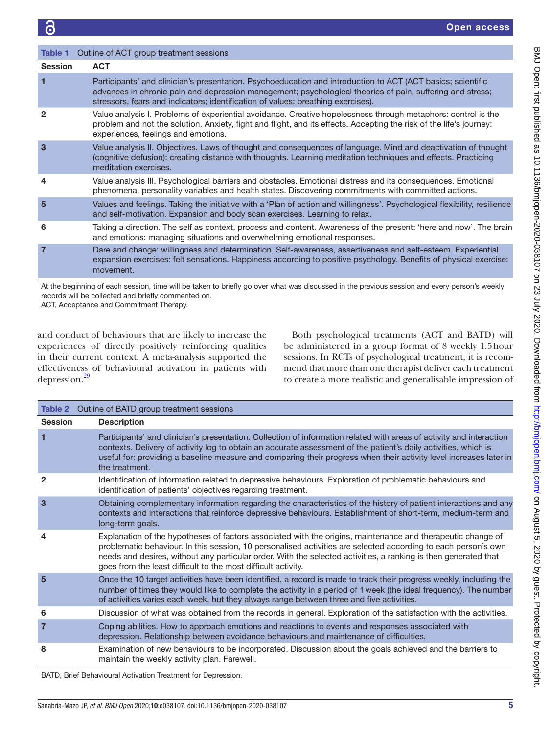Table 1 Outline of ACT group treatment sessions

| Session | ACT |
|---|---|
| 1 | Participants' and clinician's presentation. Psychoeducation and introduction to ACT (ACT basics; scientific advances in chronic pain and depression management; psychological theories of pain, suffering and stress; stressors, fears and indicators; identification of values; breathing exercises). |
| 2 | Value analysis I. Problems of experiential avoidance. Creative hopelessness through metaphors: control is the problem and not the solution. Anxiety, fight and flight, and its effects. Accepting the risk of the life's journey: experiences, feelings and emotions. |
| 3 | Value analysis II. Objectives. Laws of thought and consequences of language. Mind and deactivation of thought (cognitive defusion): creating distance with thoughts. Learning meditation techniques and effects. Practicing meditation exercises. |
| 4 | Value analysis III. Psychological barriers and obstacles. Emotional distress and its consequences. Emotional phenomena, personality variables and health states. Discovering commitments with committed actions. |
| 5 | Values and feelings. Taking the initiative with a 'Plan of action and willingness'. Psychological flexibility, resilience and self-motivation. Expansion and body scan exercises. Learning to relax. |
| 6 | Taking a direction. The self as context, process and content. Awareness of the present: 'here and now'. The brain and emotions: managing situations and overwhelming emotional responses. |
| 7 | Dare and change: willingness and determination. Self-awareness, assertiveness and self-esteem. Experiential expansion exercises: felt sensations. Happiness according to positive psychology. Benefits of physical exercise: movement. |

At the beginning of each session, time will be taken to briefly go over what was discussed in the previous session and every person's weekly records will be collected and briefly commented on.
ACT, Acceptance and Commitment Therapy.

and conduct of behaviours that are likely to increase the experiences of directly positively reinforcing qualities in their current context. A meta-analysis supported the effectiveness of behavioural activation in patients with depression.[29]

Both psychological treatments (ACT and BATD) will be administered in a group format of 8 weekly 1.5 hour sessions. In RCTs of psychological treatment, it is recommend that more than one therapist deliver each treatment to create a more realistic and generalisable impression of

Table 2 Outline of BATD group treatment sessions

| Session | Description |
|---|---|
| 1 | Participants' and clinician's presentation. Collection of information related with areas of activity and interaction contexts. Delivery of activity log to obtain an accurate assessment of the patient's daily activities, which is useful for: providing a baseline measure and comparing their progress when their activity level increases later in the treatment. |
| 2 | Identification of information related to depressive behaviours. Exploration of problematic behaviours and identification of patients' objectives regarding treatment. |
| 3 | Obtaining complementary information regarding the characteristics of the history of patient interactions and any contexts and interactions that reinforce depressive behaviours. Establishment of short-term, medium-term and long-term goals. |
| 4 | Explanation of the hypotheses of factors associated with the origins, maintenance and therapeutic change of problematic behaviour. In this session, 10 personalised activities are selected according to each person's own needs and desires, without any particular order. With the selected activities, a ranking is then generated that goes from the least difficult to the most difficult activity. |
| 5 | Once the 10 target activities have been identified, a record is made to track their progress weekly, including the number of times they would like to complete the activity in a period of 1 week (the ideal frequency). The number of activities varies each week, but they always range between three and five activities. |
| 6 | Discussion of what was obtained from the records in general. Exploration of the satisfaction with the activities. |
| 7 | Coping abilities. How to approach emotions and reactions to events and responses associated with depression. Relationship between avoidance behaviours and maintenance of difficulties. |
| 8 | Examination of new behaviours to be incorporated. Discussion about the goals achieved and the barriers to maintain the weekly activity plan. Farewell. |

BATD, Brief Behavioural Activation Treatment for Depression.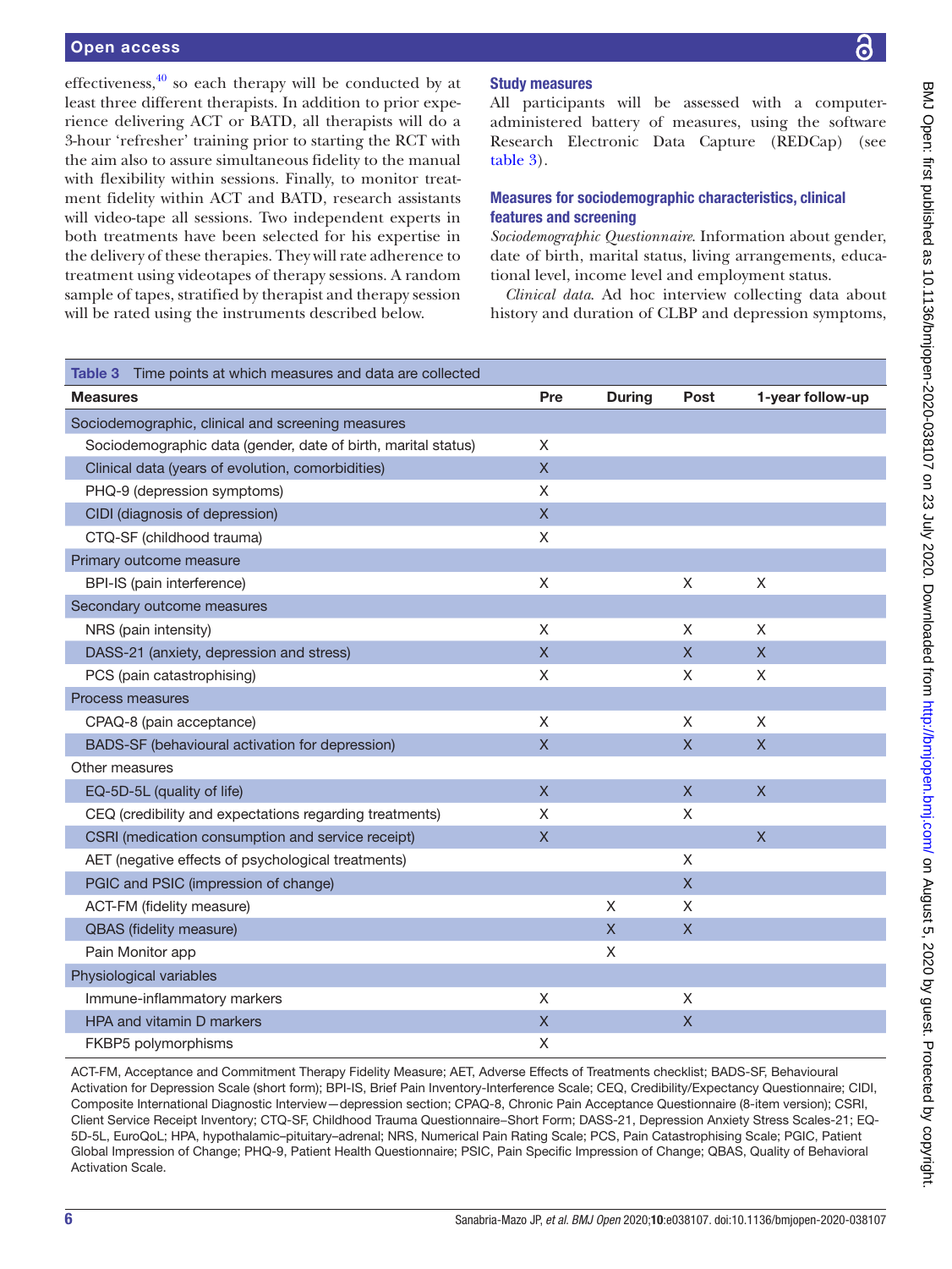effectiveness,[40] so each therapy will be conducted by at least three different therapists. In addition to prior experience delivering ACT or BATD, all therapists will do a 3-hour 'refresher' training prior to starting the RCT with the aim also to assure simultaneous fidelity to the manual with flexibility within sessions. Finally, to monitor treatment fidelity within ACT and BATD, research assistants will video-tape all sessions. Two independent experts in both treatments have been selected for his expertise in the delivery of these therapies. They will rate adherence to treatment using videotapes of therapy sessions. A random sample of tapes, stratified by therapist and therapy session will be rated using the instruments described below.

### Study measures

All participants will be assessed with a computer-administered battery of measures, using the software Research Electronic Data Capture (REDCap) (see table 3).

### Measures for sociodemographic characteristics, clinical features and screening

*Sociodemographic Questionnaire*. Information about gender, date of birth, marital status, living arrangements, educational level, income level and employment status.

*Clinical data*. Ad hoc interview collecting data about history and duration of CLBP and depression symptoms,

**Table 3** Time points at which measures and data are collected

| Measures | Pre | During | Post | 1-year follow-up |
|---|---|---|---|---|
| Sociodemographic, clinical and screening measures | | | | |
| Sociodemographic data (gender, date of birth, marital status) | X | | | |
| Clinical data (years of evolution, comorbidities) | X | | | |
| PHQ-9 (depression symptoms) | X | | | |
| CIDI (diagnosis of depression) | X | | | |
| CTQ-SF (childhood trauma) | X | | | |
| Primary outcome measure | | | | |
| BPI-IS (pain interference) | X | | X | X |
| Secondary outcome measures | | | | |
| NRS (pain intensity) | X | | X | X |
| DASS-21 (anxiety, depression and stress) | X | | X | X |
| PCS (pain catastrophising) | X | | X | X |
| Process measures | | | | |
| CPAQ-8 (pain acceptance) | X | | X | X |
| BADS-SF (behavioural activation for depression) | X | | X | X |
| Other measures | | | | |
| EQ-5D-5L (quality of life) | X | | X | X |
| CEQ (credibility and expectations regarding treatments) | X | | X | |
| CSRI (medication consumption and service receipt) | X | | | X |
| AET (negative effects of psychological treatments) | | | X | |
| PGIC and PSIC (impression of change) | | | X | |
| ACT-FM (fidelity measure) | | X | X | |
| QBAS (fidelity measure) | | X | X | |
| Pain Monitor app | | X | | |
| Physiological variables | | | | |
| Immune-inflammatory markers | X | | X | |
| HPA and vitamin D markers | X | | X | |
| FKBP5 polymorphisms | X | | | |

ACT-FM, Acceptance and Commitment Therapy Fidelity Measure; AET, Adverse Effects of Treatments checklist; BADS-SF, Behavioural Activation for Depression Scale (short form); BPI-IS, Brief Pain Inventory-Interference Scale; CEQ, Credibility/Expectancy Questionnaire; CIDI, Composite International Diagnostic Interview—depression section; CPAQ-8, Chronic Pain Acceptance Questionnaire (8-item version); CSRI, Client Service Receipt Inventory; CTQ-SF, Childhood Trauma Questionnaire–Short Form; DASS-21, Depression Anxiety Stress Scales-21; EQ-5D-5L, EuroQoL; HPA, hypothalamic–pituitary–adrenal; NRS, Numerical Pain Rating Scale; PCS, Pain Catastrophising Scale; PGIC, Patient Global Impression of Change; PHQ-9, Patient Health Questionnaire; PSIC, Pain Specific Impression of Change; QBAS, Quality of Behavioral Activation Scale.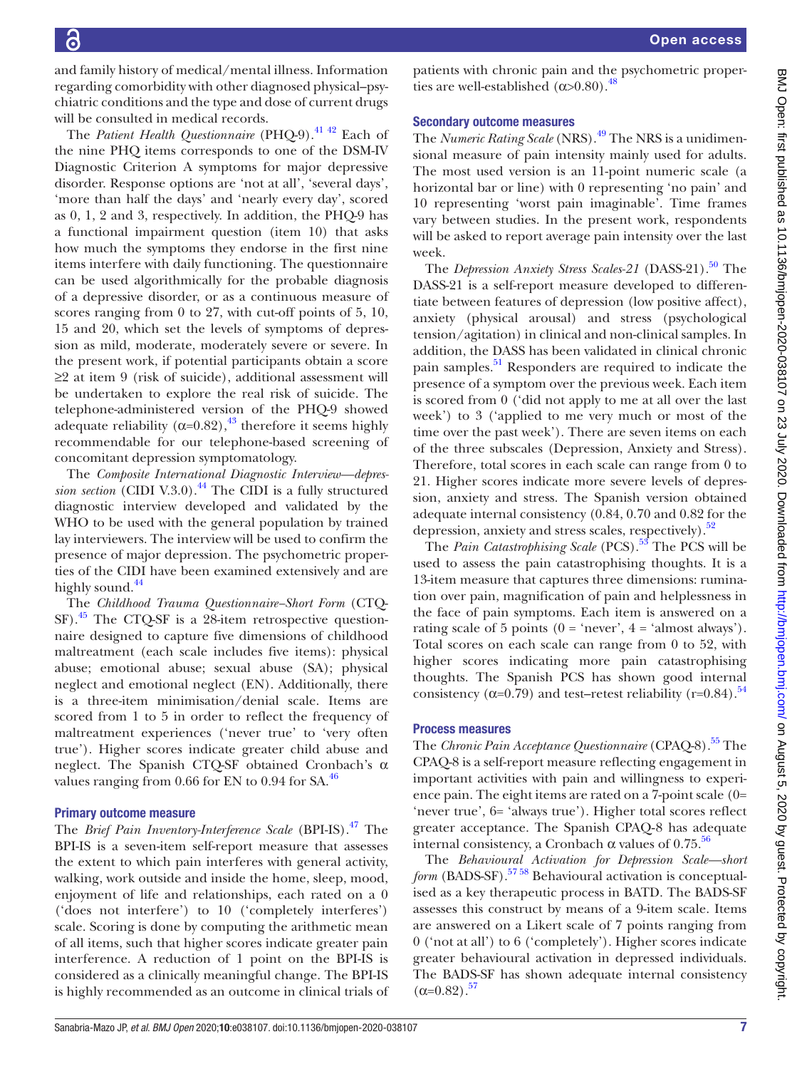and family history of medical/mental illness. Information regarding comorbidity with other diagnosed physical–psychiatric conditions and the type and dose of current drugs will be consulted in medical records.

The *Patient Health Questionnaire* (PHQ-9).[41 42] Each of the nine PHQ items corresponds to one of the DSM-IV Diagnostic Criterion A symptoms for major depressive disorder. Response options are 'not at all', 'several days', 'more than half the days' and 'nearly every day', scored as 0, 1, 2 and 3, respectively. In addition, the PHQ-9 has a functional impairment question (item 10) that asks how much the symptoms they endorse in the first nine items interfere with daily functioning. The questionnaire can be used algorithmically for the probable diagnosis of a depressive disorder, or as a continuous measure of scores ranging from 0 to 27, with cut-off points of 5, 10, 15 and 20, which set the levels of symptoms of depression as mild, moderate, moderately severe or severe. In the present work, if potential participants obtain a score ≥2 at item 9 (risk of suicide), additional assessment will be undertaken to explore the real risk of suicide. The telephone-administered version of the PHQ-9 showed adequate reliability ($\alpha$=0.82),[43] therefore it seems highly recommendable for our telephone-based screening of concomitant depression symptomatology.

The *Composite International Diagnostic Interview—depression section* (CIDI V.3.0).[44] The CIDI is a fully structured diagnostic interview developed and validated by the WHO to be used with the general population by trained lay interviewers. The interview will be used to confirm the presence of major depression. The psychometric properties of the CIDI have been examined extensively and are highly sound.[44]

The *Childhood Trauma Questionnaire–Short Form* (CTQ-SF).[45] The CTQ-SF is a 28-item retrospective questionnaire designed to capture five dimensions of childhood maltreatment (each scale includes five items): physical abuse; emotional abuse; sexual abuse (SA); physical neglect and emotional neglect (EN). Additionally, there is a three-item minimisation/denial scale. Items are scored from 1 to 5 in order to reflect the frequency of maltreatment experiences ('never true' to 'very often true'). Higher scores indicate greater child abuse and neglect. The Spanish CTQ-SF obtained Cronbach's $\alpha$ values ranging from 0.66 for EN to 0.94 for SA.[46]

### Primary outcome measure

The *Brief Pain Inventory-Interference Scale* (BPI-IS).[47] The BPI-IS is a seven-item self-report measure that assesses the extent to which pain interferes with general activity, walking, work outside and inside the home, sleep, mood, enjoyment of life and relationships, each rated on a 0 ('does not interfere') to 10 ('completely interferes') scale. Scoring is done by computing the arithmetic mean of all items, such that higher scores indicate greater pain interference. A reduction of 1 point on the BPI-IS is considered as a clinically meaningful change. The BPI-IS is highly recommended as an outcome in clinical trials of patients with chronic pain and the psychometric properties are well-established ($\alpha$>0.80).[48]

### Secondary outcome measures

The *Numeric Rating Scale* (NRS).[49] The NRS is a unidimensional measure of pain intensity mainly used for adults. The most used version is an 11-point numeric scale (a horizontal bar or line) with 0 representing 'no pain' and 10 representing 'worst pain imaginable'. Time frames vary between studies. In the present work, respondents will be asked to report average pain intensity over the last week.

The *Depression Anxiety Stress Scales-21* (DASS-21).[50] The DASS-21 is a self-report measure developed to differentiate between features of depression (low positive affect), anxiety (physical arousal) and stress (psychological tension/agitation) in clinical and non-clinical samples. In addition, the DASS has been validated in clinical chronic pain samples.[51] Responders are required to indicate the presence of a symptom over the previous week. Each item is scored from 0 ('did not apply to me at all over the last week') to 3 ('applied to me very much or most of the time over the past week'). There are seven items on each of the three subscales (Depression, Anxiety and Stress). Therefore, total scores in each scale can range from 0 to 21. Higher scores indicate more severe levels of depression, anxiety and stress. The Spanish version obtained adequate internal consistency (0.84, 0.70 and 0.82 for the depression, anxiety and stress scales, respectively).[52]

The *Pain Catastrophising Scale* (PCS).[53] The PCS will be used to assess the pain catastrophising thoughts. It is a 13-item measure that captures three dimensions: rumination over pain, magnification of pain and helplessness in the face of pain symptoms. Each item is answered on a rating scale of 5 points (0 = 'never', 4 = 'almost always'). Total scores on each scale can range from 0 to 52, with higher scores indicating more pain catastrophising thoughts. The Spanish PCS has shown good internal consistency ($\alpha$=0.79) and test–retest reliability (r=0.84).[54]

### Process measures

The *Chronic Pain Acceptance Questionnaire* (CPAQ-8).[55] The CPAQ-8 is a self-report measure reflecting engagement in important activities with pain and willingness to experience pain. The eight items are rated on a 7-point scale (0= 'never true', 6= 'always true'). Higher total scores reflect greater acceptance. The Spanish CPAQ-8 has adequate internal consistency, a Cronbach $\alpha$ values of 0.75.[56]

The *Behavioural Activation for Depression Scale—short form* (BADS-SF).[57 58] Behavioural activation is conceptualised as a key therapeutic process in BATD. The BADS-SF assesses this construct by means of a 9-item scale. Items are answered on a Likert scale of 7 points ranging from 0 ('not at all') to 6 ('completely'). Higher scores indicate greater behavioural activation in depressed individuals. The BADS-SF has shown adequate internal consistency ($\alpha$=0.82).[57]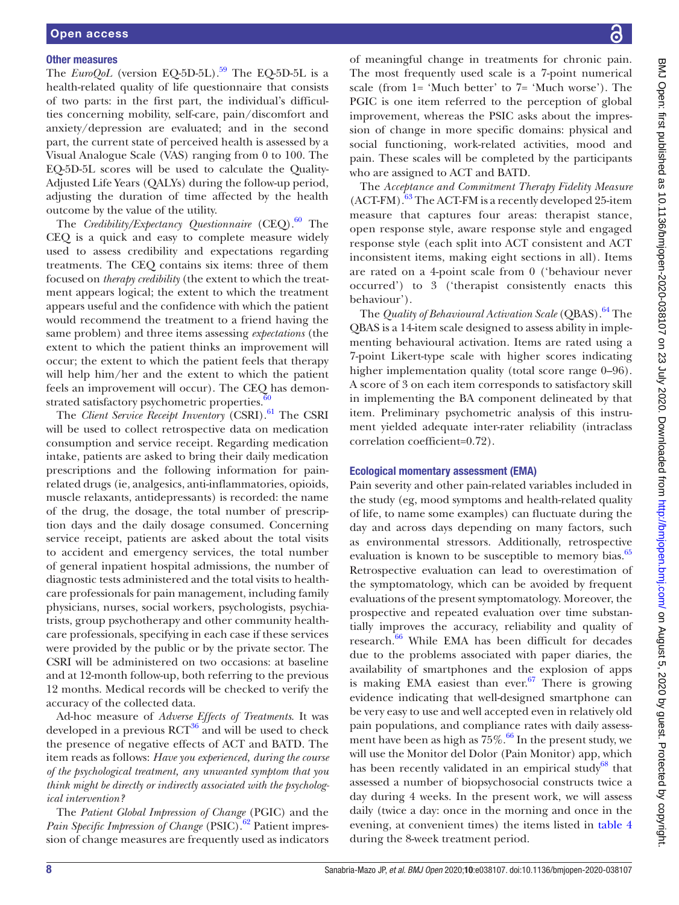### Other measures

The *EuroQoL* (version EQ-5D-5L).[59] The EQ-5D-5L is a health-related quality of life questionnaire that consists of two parts: in the first part, the individual's difficulties concerning mobility, self-care, pain/discomfort and anxiety/depression are evaluated; and in the second part, the current state of perceived health is assessed by a Visual Analogue Scale (VAS) ranging from 0 to 100. The EQ-5D-5L scores will be used to calculate the Quality-Adjusted Life Years (QALYs) during the follow-up period, adjusting the duration of time affected by the health outcome by the value of the utility.

The *Credibility/Expectancy Questionnaire* (CEQ).[60] The CEQ is a quick and easy to complete measure widely used to assess credibility and expectations regarding treatments. The CEQ contains six items: three of them focused on *therapy credibility* (the extent to which the treatment appears logical; the extent to which the treatment appears useful and the confidence with which the patient would recommend the treatment to a friend having the same problem) and three items assessing *expectations* (the extent to which the patient thinks an improvement will occur; the extent to which the patient feels that therapy will help him/her and the extent to which the patient feels an improvement will occur). The CEQ has demonstrated satisfactory psychometric properties.[60]

The *Client Service Receipt Inventory* (CSRI).[61] The CSRI will be used to collect retrospective data on medication consumption and service receipt. Regarding medication intake, patients are asked to bring their daily medication prescriptions and the following information for pain-related drugs (ie, analgesics, anti-inflammatories, opioids, muscle relaxants, antidepressants) is recorded: the name of the drug, the dosage, the total number of prescription days and the daily dosage consumed. Concerning service receipt, patients are asked about the total visits to accident and emergency services, the total number of general inpatient hospital admissions, the number of diagnostic tests administered and the total visits to healthcare professionals for pain management, including family physicians, nurses, social workers, psychologists, psychiatrists, group psychotherapy and other community healthcare professionals, specifying in each case if these services were provided by the public or by the private sector. The CSRI will be administered on two occasions: at baseline and at 12-month follow-up, both referring to the previous 12 months. Medical records will be checked to verify the accuracy of the collected data.

Ad-hoc measure of *Adverse Effects of Treatments*. It was developed in a previous RCT[36] and will be used to check the presence of negative effects of ACT and BATD. The item reads as follows: *Have you experienced, during the course of the psychological treatment, any unwanted symptom that you think might be directly or indirectly associated with the psychological intervention?*

The *Patient Global Impression of Change* (PGIC) and the *Pain Specific Impression of Change* (PSIC).[62] Patient impression of change measures are frequently used as indicators of meaningful change in treatments for chronic pain. The most frequently used scale is a 7-point numerical scale (from 1= 'Much better' to 7= 'Much worse'). The PGIC is one item referred to the perception of global improvement, whereas the PSIC asks about the impression of change in more specific domains: physical and social functioning, work-related activities, mood and pain. These scales will be completed by the participants who are assigned to ACT and BATD.

The *Acceptance and Commitment Therapy Fidelity Measure* (ACT-FM).[63] The ACT-FM is a recently developed 25-item measure that captures four areas: therapist stance, open response style, aware response style and engaged response style (each split into ACT consistent and ACT inconsistent items, making eight sections in all). Items are rated on a 4-point scale from 0 ('behaviour never occurred') to 3 ('therapist consistently enacts this behaviour').

The *Quality of Behavioural Activation Scale* (QBAS).[64] The QBAS is a 14-item scale designed to assess ability in implementing behavioural activation. Items are rated using a 7-point Likert-type scale with higher scores indicating higher implementation quality (total score range 0–96). A score of 3 on each item corresponds to satisfactory skill in implementing the BA component delineated by that item. Preliminary psychometric analysis of this instrument yielded adequate inter-rater reliability (intraclass correlation coefficient=0.72).

### Ecological momentary assessment (EMA)

Pain severity and other pain-related variables included in the study (eg, mood symptoms and health-related quality of life, to name some examples) can fluctuate during the day and across days depending on many factors, such as environmental stressors. Additionally, retrospective evaluation is known to be susceptible to memory bias.[65] Retrospective evaluation can lead to overestimation of the symptomatology, which can be avoided by frequent evaluations of the present symptomatology. Moreover, the prospective and repeated evaluation over time substantially improves the accuracy, reliability and quality of research.[66] While EMA has been difficult for decades due to the problems associated with paper diaries, the availability of smartphones and the explosion of apps is making EMA easiest than ever.[67] There is growing evidence indicating that well-designed smartphone can be very easy to use and well accepted even in relatively old pain populations, and compliance rates with daily assessment have been as high as 75%.[66] In the present study, we will use the Monitor del Dolor (Pain Monitor) app, which has been recently validated in an empirical study[68] that assessed a number of biopsychosocial constructs twice a day during 4 weeks. In the present work, we will assess daily (twice a day: once in the morning and once in the evening, at convenient times) the items listed in table 4 during the 8-week treatment period.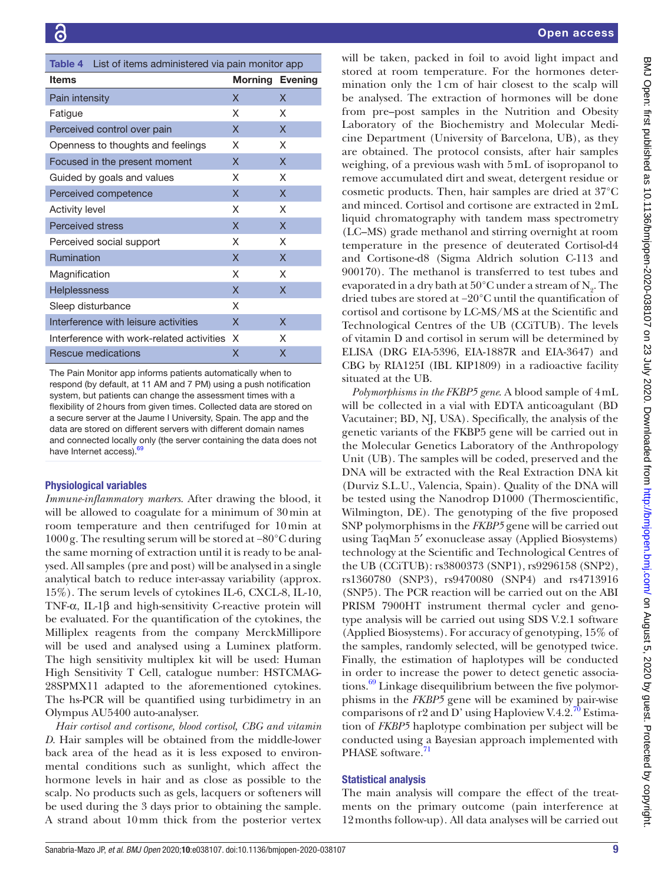**Table 4** List of items administered via pain monitor app

| Items | Morning | Evening |
|---|---|---|
| Pain intensity | X | X |
| Fatigue | X | X |
| Perceived control over pain | X | X |
| Openness to thoughts and feelings | X | X |
| Focused in the present moment | X | X |
| Guided by goals and values | X | X |
| Perceived competence | X | X |
| Activity level | X | X |
| Perceived stress | X | X |
| Perceived social support | X | X |
| Rumination | X | X |
| Magnification | X | X |
| Helplessness | X | X |
| Sleep disturbance | X | |
| Interference with leisure activities | X | X |
| Interference with work-related activities | X | X |
| Rescue medications | X | X |

The Pain Monitor app informs patients automatically when to respond (by default, at 11 AM and 7 PM) using a push notification system, but patients can change the assessment times with a flexibility of 2 hours from given times. Collected data are stored on a secure server at the Jaume I University, Spain. The app and the data are stored on different servers with different domain names and connected locally only (the server containing the data does not have Internet access).[69]

### Physiological variables

*Immune-inflammatory markers.* After drawing the blood, it will be allowed to coagulate for a minimum of 30 min at room temperature and then centrifuged for 10 min at 1000 g. The resulting serum will be stored at −80°C during the same morning of extraction until it is ready to be analysed. All samples (pre and post) will be analysed in a single analytical batch to reduce inter-assay variability (approx. 15%). The serum levels of cytokines IL-6, CXCL-8, IL-10, TNF-α, IL-1β and high-sensitivity C-reactive protein will be evaluated. For the quantification of the cytokines, the Milliplex reagents from the company MerckMillipore will be used and analysed using a Luminex platform. The high sensitivity multiplex kit will be used: Human High Sensitivity T Cell, catalogue number: HSTCMAG-28SPMX11 adapted to the aforementioned cytokines. The hs-PCR will be quantified using turbidimetry in an Olympus AU5400 auto-analyser.

*Hair cortisol and cortisone, blood cortisol, CBG and vitamin D.* Hair samples will be obtained from the middle-lower back area of the head as it is less exposed to environmental conditions such as sunlight, which affect the hormone levels in hair and as close as possible to the scalp. No products such as gels, lacquers or softeners will be used during the 3 days prior to obtaining the sample. A strand about 10 mm thick from the posterior vertex will be taken, packed in foil to avoid light impact and stored at room temperature. For the hormones determination only the 1 cm of hair closest to the scalp will be analysed. The extraction of hormones will be done from pre–post samples in the Nutrition and Obesity Laboratory of the Biochemistry and Molecular Medicine Department (University of Barcelona, UB), as they are obtained. The protocol consists, after hair samples weighing, of a previous wash with 5 mL of isopropanol to remove accumulated dirt and sweat, detergent residue or cosmetic products. Then, hair samples are dried at 37°C and minced. Cortisol and cortisone are extracted in 2 mL liquid chromatography with tandem mass spectrometry (LC–MS) grade methanol and stirring overnight at room temperature in the presence of deuterated Cortisol-d4 and Cortisone-d8 (Sigma Aldrich solution C-113 and 900170). The methanol is transferred to test tubes and evaporated in a dry bath at 50°C under a stream of $N_2$. The dried tubes are stored at −20°C until the quantification of cortisol and cortisone by LC-MS/MS at the Scientific and Technological Centres of the UB (CCiTUB). The levels of vitamin D and cortisol in serum will be determined by ELISA (DRG EIA-5396, EIA-1887R and EIA-3647) and CBG by RIA125I (IBL KIP1809) in a radioactive facility situated at the UB.

*Polymorphisms in the FKBP5 gene.* A blood sample of 4 mL will be collected in a vial with EDTA anticoagulant (BD Vacutainer; BD, NJ, USA). Specifically, the analysis of the genetic variants of the FKBP5 gene will be carried out in the Molecular Genetics Laboratory of the Anthropology Unit (UB). The samples will be coded, preserved and the DNA will be extracted with the Real Extraction DNA kit (Durviz S.L.U., Valencia, Spain). Quality of the DNA will be tested using the Nanodrop D1000 (Thermoscientific, Wilmington, DE). The genotyping of the five proposed SNP polymorphisms in the *FKBP5* gene will be carried out using TaqMan 5′ exonuclease assay (Applied Biosystems) technology at the Scientific and Technological Centres of the UB (CCiTUB): rs3800373 (SNP1), rs9296158 (SNP2), rs1360780 (SNP3), rs9470080 (SNP4) and rs4713916 (SNP5). The PCR reaction will be carried out on the ABI PRISM 7900HT instrument thermal cycler and genotype analysis will be carried out using SDS V.2.1 software (Applied Biosystems). For accuracy of genotyping, 15% of the samples, randomly selected, will be genotyped twice. Finally, the estimation of haplotypes will be conducted in order to increase the power to detect genetic associations.[69] Linkage disequilibrium between the five polymorphisms in the *FKBP5* gene will be examined by pair-wise comparisons of r2 and D′ using Haploview V.4.2.[70] Estimation of *FKBP5* haplotype combination per subject will be conducted using a Bayesian approach implemented with PHASE software.[71]

### Statistical analysis

The main analysis will compare the effect of the treatments on the primary outcome (pain interference at 12 months follow-up). All data analyses will be carried out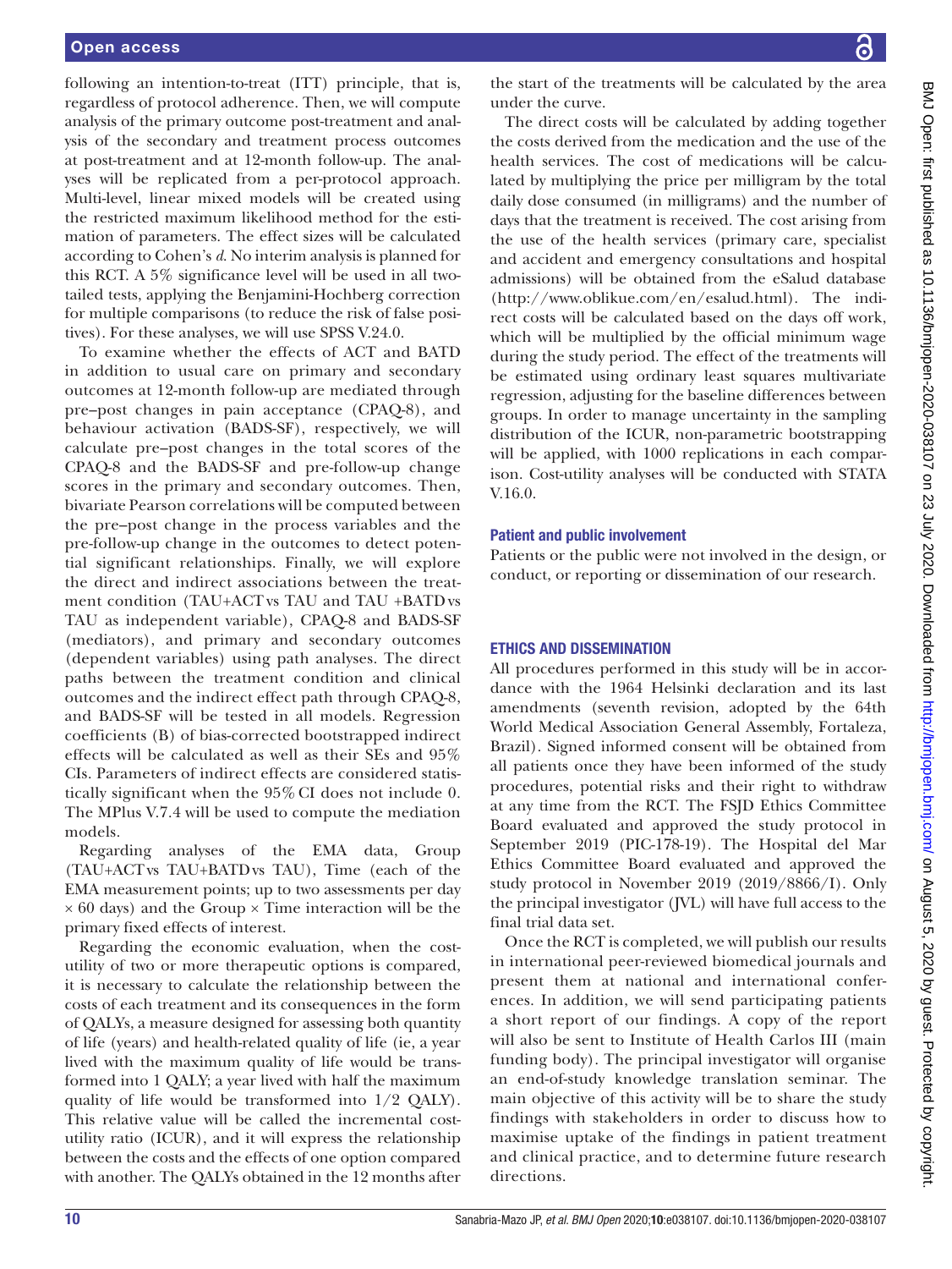following an intention-to-treat (ITT) principle, that is, regardless of protocol adherence. Then, we will compute analysis of the primary outcome post-treatment and analysis of the secondary and treatment process outcomes at post-treatment and at 12-month follow-up. The analyses will be replicated from a per-protocol approach. Multi-level, linear mixed models will be created using the restricted maximum likelihood method for the estimation of parameters. The effect sizes will be calculated according to Cohen's *d*. No interim analysis is planned for this RCT. A 5% significance level will be used in all two-tailed tests, applying the Benjamini-Hochberg correction for multiple comparisons (to reduce the risk of false positives). For these analyses, we will use SPSS V.24.0.

To examine whether the effects of ACT and BATD in addition to usual care on primary and secondary outcomes at 12-month follow-up are mediated through pre–post changes in pain acceptance (CPAQ-8), and behaviour activation (BADS-SF), respectively, we will calculate pre–post changes in the total scores of the CPAQ-8 and the BADS-SF and pre-follow-up change scores in the primary and secondary outcomes. Then, bivariate Pearson correlations will be computed between the pre–post change in the process variables and the pre-follow-up change in the outcomes to detect potential significant relationships. Finally, we will explore the direct and indirect associations between the treatment condition (TAU+ACT vs TAU and TAU +BATD vs TAU as independent variable), CPAQ-8 and BADS-SF (mediators), and primary and secondary outcomes (dependent variables) using path analyses. The direct paths between the treatment condition and clinical outcomes and the indirect effect path through CPAQ-8, and BADS-SF will be tested in all models. Regression coefficients (B) of bias-corrected bootstrapped indirect effects will be calculated as well as their SEs and 95% CIs. Parameters of indirect effects are considered statistically significant when the 95% CI does not include 0. The MPlus V.7.4 will be used to compute the mediation models.

Regarding analyses of the EMA data, Group (TAU+ACT vs TAU+BATD vs TAU), Time (each of the EMA measurement points; up to two assessments per day × 60 days) and the Group × Time interaction will be the primary fixed effects of interest.

Regarding the economic evaluation, when the cost-utility of two or more therapeutic options is compared, it is necessary to calculate the relationship between the costs of each treatment and its consequences in the form of QALYs, a measure designed for assessing both quantity of life (years) and health-related quality of life (ie, a year lived with the maximum quality of life would be transformed into 1 QALY; a year lived with half the maximum quality of life would be transformed into 1/2 QALY). This relative value will be called the incremental cost-utility ratio (ICUR), and it will express the relationship between the costs and the effects of one option compared with another. The QALYs obtained in the 12 months after the start of the treatments will be calculated by the area under the curve.

The direct costs will be calculated by adding together the costs derived from the medication and the use of the health services. The cost of medications will be calculated by multiplying the price per milligram by the total daily dose consumed (in milligrams) and the number of days that the treatment is received. The cost arising from the use of the health services (primary care, specialist and accident and emergency consultations and hospital admissions) will be obtained from the eSalud database (http://www.oblikue.com/en/esalud.html). The indirect costs will be calculated based on the days off work, which will be multiplied by the official minimum wage during the study period. The effect of the treatments will be estimated using ordinary least squares multivariate regression, adjusting for the baseline differences between groups. In order to manage uncertainty in the sampling distribution of the ICUR, non-parametric bootstrapping will be applied, with 1000 replications in each comparison. Cost-utility analyses will be conducted with STATA V.16.0.

### Patient and public involvement

Patients or the public were not involved in the design, or conduct, or reporting or dissemination of our research.

## ETHICS AND DISSEMINATION

All procedures performed in this study will be in accordance with the 1964 Helsinki declaration and its last amendments (seventh revision, adopted by the 64th World Medical Association General Assembly, Fortaleza, Brazil). Signed informed consent will be obtained from all patients once they have been informed of the study procedures, potential risks and their right to withdraw at any time from the RCT. The FSJD Ethics Committee Board evaluated and approved the study protocol in September 2019 (PIC-178-19). The Hospital del Mar Ethics Committee Board evaluated and approved the study protocol in November 2019 (2019/8866/I). Only the principal investigator (JVL) will have full access to the final trial data set.

Once the RCT is completed, we will publish our results in international peer-reviewed biomedical journals and present them at national and international conferences. In addition, we will send participating patients a short report of our findings. A copy of the report will also be sent to Institute of Health Carlos III (main funding body). The principal investigator will organise an end-of-study knowledge translation seminar. The main objective of this activity will be to share the study findings with stakeholders in order to discuss how to maximise uptake of the findings in patient treatment and clinical practice, and to determine future research directions.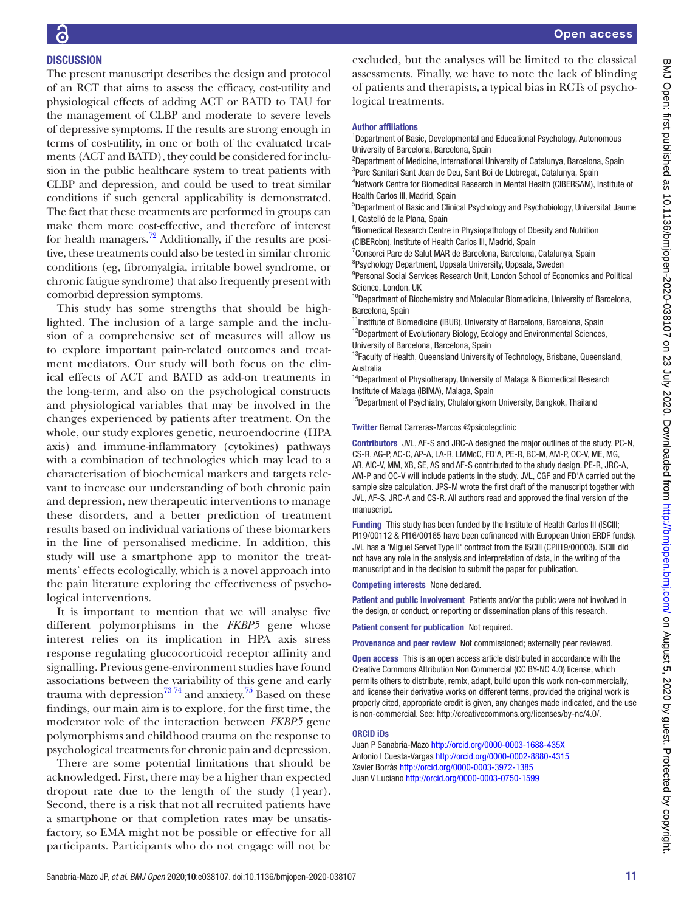## DISCUSSION

The present manuscript describes the design and protocol of an RCT that aims to assess the efficacy, cost-utility and physiological effects of adding ACT or BATD to TAU for the management of CLBP and moderate to severe levels of depressive symptoms. If the results are strong enough in terms of cost-utility, in one or both of the evaluated treatments (ACT and BATD), they could be considered for inclusion in the public healthcare system to treat patients with CLBP and depression, and could be used to treat similar conditions if such general applicability is demonstrated. The fact that these treatments are performed in groups can make them more cost-effective, and therefore of interest for health managers.[72] Additionally, if the results are positive, these treatments could also be tested in similar chronic conditions (eg, fibromyalgia, irritable bowel syndrome, or chronic fatigue syndrome) that also frequently present with comorbid depression symptoms.

This study has some strengths that should be highlighted. The inclusion of a large sample and the inclusion of a comprehensive set of measures will allow us to explore important pain-related outcomes and treatment mediators. Our study will both focus on the clinical effects of ACT and BATD as add-on treatments in the long-term, and also on the psychological constructs and physiological variables that may be involved in the changes experienced by patients after treatment. On the whole, our study explores genetic, neuroendocrine (HPA axis) and immune-inflammatory (cytokines) pathways with a combination of technologies which may lead to a characterisation of biochemical markers and targets relevant to increase our understanding of both chronic pain and depression, new therapeutic interventions to manage these disorders, and a better prediction of treatment results based on individual variations of these biomarkers in the line of personalised medicine. In addition, this study will use a smartphone app to monitor the treatments' effects ecologically, which is a novel approach into the pain literature exploring the effectiveness of psychological interventions.

It is important to mention that we will analyse five different polymorphisms in the *FKBP5* gene whose interest relies on its implication in HPA axis stress response regulating glucocorticoid receptor affinity and signalling. Previous gene-environment studies have found associations between the variability of this gene and early trauma with depression[73 74] and anxiety.[75] Based on these findings, our main aim is to explore, for the first time, the moderator role of the interaction between *FKBP5* gene polymorphisms and childhood trauma on the response to psychological treatments for chronic pain and depression.

There are some potential limitations that should be acknowledged. First, there may be a higher than expected dropout rate due to the length of the study (1 year). Second, there is a risk that not all recruited patients have a smartphone or that completion rates may be unsatisfactory, so EMA might not be possible or effective for all participants. Participants who do not engage will not be excluded, but the analyses will be limited to the classical assessments. Finally, we have to note the lack of blinding of patients and therapists, a typical bias in RCTs of psychological treatments.

### Author affiliations

[1]Department of Basic, Developmental and Educational Psychology, Autonomous University of Barcelona, Barcelona, Spain
[2]Department of Medicine, International University of Catalunya, Barcelona, Spain
[3]Parc Sanitari Sant Joan de Deu, Sant Boi de Llobregat, Catalunya, Spain
[4]Network Centre for Biomedical Research in Mental Health (CIBERSAM), Institute of Health Carlos III, Madrid, Spain
[5]Department of Basic and Clinical Psychology and Psychobiology, Universitat Jaume I, Castelló de la Plana, Spain
[6]Biomedical Research Centre in Physiopathology of Obesity and Nutrition (CIBERobn), Institute of Health Carlos III, Madrid, Spain
[7]Consorci Parc de Salut MAR de Barcelona, Barcelona, Catalunya, Spain
[8]Psychology Department, Uppsala University, Uppsala, Sweden
[9]Personal Social Services Research Unit, London School of Economics and Political Science, London, UK
[10]Department of Biochemistry and Molecular Biomedicine, University of Barcelona, Barcelona, Spain
[11]Institute of Biomedicine (IBUB), University of Barcelona, Barcelona, Spain
[12]Department of Evolutionary Biology, Ecology and Environmental Sciences, University of Barcelona, Barcelona, Spain
[13]Faculty of Health, Queensland University of Technology, Brisbane, Queensland, Australia
[14]Department of Physiotherapy, University of Malaga & Biomedical Research Institute of Malaga (IBIMA), Malaga, Spain
[15]Department of Psychiatry, Chulalongkorn University, Bangkok, Thailand

**Twitter** Bernat Carreras-Marcos @psicolegclinic

**Contributors** JVL, AF-S and JRC-A designed the major outlines of the study. PC-N, CS-R, AG-P, AC-C, AP-A, LA-R, LMMcC, FD'A, PE-R, BC-M, AM-P, OC-V, ME, MG, AR, AIC-V, MM, XB, SE, AS and AF-S contributed to the study design. PE-R, JRC-A, AM-P and OC-V will include patients in the study. JVL, CGF and FD'A carried out the sample size calculation. JPS-M wrote the first draft of the manuscript together with JVL, AF-S, JRC-A and CS-R. All authors read and approved the final version of the manuscript.

**Funding** This study has been funded by the Institute of Health Carlos III (ISCIII; PI19/00112 & PI16/00165 have been cofinanced with European Union ERDF funds). JVL has a 'Miguel Servet Type II' contract from the ISCIII (CPII19/00003). ISCIII did not have any role in the analysis and interpretation of data, in the writing of the manuscript and in the decision to submit the paper for publication.

**Competing interests** None declared.

**Patient and public involvement** Patients and/or the public were not involved in the design, or conduct, or reporting or dissemination plans of this research.

**Patient consent for publication** Not required.

**Provenance and peer review** Not commissioned; externally peer reviewed.

**Open access** This is an open access article distributed in accordance with the Creative Commons Attribution Non Commercial (CC BY-NC 4.0) license, which permits others to distribute, remix, adapt, build upon this work non-commercially, and license their derivative works on different terms, provided the original work is properly cited, appropriate credit is given, any changes made indicated, and the use is non-commercial. See: http://creativecommons.org/licenses/by-nc/4.0/.

### ORCID iDs

Juan P Sanabria-Mazo http://orcid.org/0000-0003-1688-435X
Antonio I Cuesta-Vargas http://orcid.org/0000-0002-8880-4315
Xavier Borràs http://orcid.org/0000-0003-3972-1385
Juan V Luciano http://orcid.org/0000-0003-0750-1599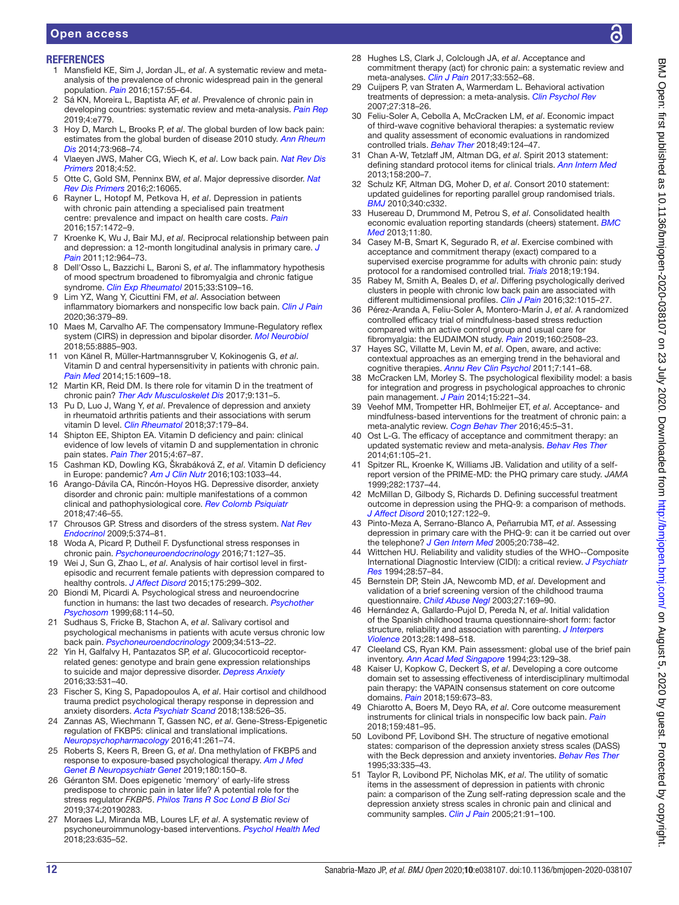## REFERENCES

1. Mansfield KE, Sim J, Jordan JL, *et al*. A systematic review and meta-analysis of the prevalence of chronic widespread pain in the general population. *Pain* 2016;157:55–64.
2. Sá KN, Moreira L, Baptista AF, *et al*. Prevalence of chronic pain in developing countries: systematic review and meta-analysis. *Pain Rep* 2019;4:e779.
3. Hoy D, March L, Brooks P, *et al*. The global burden of low back pain: estimates from the global burden of disease 2010 study. *Ann Rheum Dis* 2014;73:968–74.
4. Vlaeyen JWS, Maher CG, Wiech K, *et al*. Low back pain. *Nat Rev Dis Primers* 2018;4:52.
5. Otte C, Gold SM, Penninx BW, *et al*. Major depressive disorder. *Nat Rev Dis Primers* 2016;2:16065.
6. Rayner L, Hotopf M, Petkova H, *et al*. Depression in patients with chronic pain attending a specialised pain treatment centre: prevalence and impact on health care costs. *Pain* 2016;157:1472–9.
7. Kroenke K, Wu J, Bair MJ, *et al*. Reciprocal relationship between pain and depression: a 12-month longitudinal analysis in primary care. *J Pain* 2011;12:964–73.
8. Dell'Osso L, Bazzichi L, Baroni S, *et al*. The inflammatory hypothesis of mood spectrum broadened to fibromyalgia and chronic fatigue syndrome. *Clin Exp Rheumatol* 2015;33:S109–16.
9. Lim YZ, Wang Y, Cicuttini FM, *et al*. Association between inflammatory biomarkers and nonspecific low back pain. *Clin J Pain* 2020;36:379–89.
10. Maes M, Carvalho AF. The compensatory Immune-Regulatory reflex system (CIRS) in depression and bipolar disorder. *Mol Neurobiol* 2018;55:8885–903.
11. von Känel R, Müller-Hartmannsgruber V, Kokinogenis G, *et al*. Vitamin D and central hypersensitivity in patients with chronic pain. *Pain Med* 2014;15:1609–18.
12. Martin KR, Reid DM. Is there role for vitamin D in the treatment of chronic pain? *Ther Adv Musculoskelet Dis* 2017;9:131–5.
13. Pu D, Luo J, Wang Y, *et al*. Prevalence of depression and anxiety in rheumatoid arthritis patients and their associations with serum vitamin D level. *Clin Rheumatol* 2018;37:179–84.
14. Shipton EE, Shipton EA. Vitamin D deficiency and pain: clinical evidence of low levels of vitamin D and supplementation in chronic pain states. *Pain Ther* 2015;4:67–87.
15. Cashman KD, Dowling KG, Škrabáková Z, *et al*. Vitamin D deficiency in Europe: pandemic? *Am J Clin Nutr* 2016;103:1033–44.
16. Arango-Dávila CA, Rincón-Hoyos HG. Depressive disorder, anxiety disorder and chronic pain: multiple manifestations of a common clinical and pathophysiological core. *Rev Colomb Psiquiatr* 2018;47:46–55.
17. Chrousos GP. Stress and disorders of the stress system. *Nat Rev Endocrinol* 2009;5:374–81.
18. Woda A, Picard P, Dutheil F. Dysfunctional stress responses in chronic pain. *Psychoneuroendocrinology* 2016;71:127–35.
19. Wei J, Sun G, Zhao L, *et al*. Analysis of hair cortisol level in first-episodic and recurrent female patients with depression compared to healthy controls. *J Affect Disord* 2015;175:299–302.
20. Biondi M, Picardi A. Psychological stress and neuroendocrine function in humans: the last two decades of research. *Psychother Psychosom* 1999;68:114–50.
21. Sudhaus S, Fricke B, Stachon A, *et al*. Salivary cortisol and psychological mechanisms in patients with acute versus chronic low back pain. *Psychoneuroendocrinology* 2009;34:513–22.
22. Yin H, Galfalvy H, Pantazatos SP, *et al*. Glucocorticoid receptor-related genes: genotype and brain gene expression relationships to suicide and major depressive disorder. *Depress Anxiety* 2016;33:531–40.
23. Fischer S, King S, Papadopoulos A, *et al*. Hair cortisol and childhood trauma predict psychological therapy response in depression and anxiety disorders. *Acta Psychiatr Scand* 2018;138:526–35.
24. Zannas AS, Wiechmann T, Gassen NC, *et al*. Gene-Stress-Epigenetic regulation of FKBP5: clinical and translational implications. *Neuropsychopharmacology* 2016;41:261–74.
25. Roberts S, Keers R, Breen G, *et al*. Dna methylation of FKBP5 and response to exposure-based psychological therapy. *Am J Med Genet B Neuropsychiatr Genet* 2019;180:150–8.
26. Géranton SM. Does epigenetic 'memory' of early-life stress predispose to chronic pain in later life? A potential role for the stress regulator *FKBP5*. *Philos Trans R Soc Lond B Biol Sci* 2019;374:20190283.
27. Moraes LJ, Miranda MB, Loures LF, *et al*. A systematic review of psychoneuroimmunology-based interventions. *Psychol Health Med* 2018;23:635–52.
28. Hughes LS, Clark J, Colclough JA, *et al*. Acceptance and commitment therapy (act) for chronic pain: a systematic review and meta-analyses. *Clin J Pain* 2017;33:552–68.
29. Cuijpers P, van Straten A, Warmerdam L. Behavioral activation treatments of depression: a meta-analysis. *Clin Psychol Rev* 2007;27:318–26.
30. Feliu-Soler A, Cebolla A, McCracken LM, *et al*. Economic impact of third-wave cognitive behavioral therapies: a systematic review and quality assessment of economic evaluations in randomized controlled trials. *Behav Ther* 2018;49:124–47.
31. Chan A-W, Tetzlaff JM, Altman DG, *et al*. Spirit 2013 statement: defining standard protocol items for clinical trials. *Ann Intern Med* 2013;158:200–7.
32. Schulz KF, Altman DG, Moher D, *et al*. Consort 2010 statement: updated guidelines for reporting parallel group randomised trials. *BMJ* 2010;340:c332.
33. Husereau D, Drummond M, Petrou S, *et al*. Consolidated health economic evaluation reporting standards (cheers) statement. *BMC Med* 2013;11:80.
34. Casey M-B, Smart K, Segurado R, *et al*. Exercise combined with acceptance and commitment therapy (exact) compared to a supervised exercise programme for adults with chronic pain: study protocol for a randomised controlled trial. *Trials* 2018;19:194.
35. Rabey M, Smith A, Beales D, *et al*. Differing psychologically derived clusters in people with chronic low back pain are associated with different multidimensional profiles. *Clin J Pain* 2016;32:1015–27.
36. Pérez-Aranda A, Feliu-Soler A, Montero-Marín J, *et al*. A randomized controlled efficacy trial of mindfulness-based stress reduction compared with an active control group and usual care for fibromyalgia: the EUDAIMON study. *Pain* 2019;160:2508–23.
37. Hayes SC, Villatte M, Levin M, *et al*. Open, aware, and active: contextual approaches as an emerging trend in the behavioral and cognitive therapies. *Annu Rev Clin Psychol* 2011;7:141–68.
38. McCracken LM, Morley S. The psychological flexibility model: a basis for integration and progress in psychological approaches to chronic pain management. *J Pain* 2014;15:221–34.
39. Veehof MM, Trompetter HR, Bohlmeijer ET, *et al*. Acceptance- and mindfulness-based interventions for the treatment of chronic pain: a meta-analytic review. *Cogn Behav Ther* 2016;45:5–31.
40. Ost L-G. The efficacy of acceptance and commitment therapy: an updated systematic review and meta-analysis. *Behav Res Ther* 2014;61:105–21.
41. Spitzer RL, Kroenke K, Williams JB. Validation and utility of a self-report version of the PRIME-MD: the PHQ primary care study. *JAMA* 1999;282:1737–44.
42. McMillan D, Gilbody S, Richards D. Defining successful treatment outcome in depression using the PHQ-9: a comparison of methods. *J Affect Disord* 2010;127:122–9.
43. Pinto-Meza A, Serrano-Blanco A, Peñarrubia MT, *et al*. Assessing depression in primary care with the PHQ-9: can it be carried out over the telephone? *J Gen Intern Med* 2005;20:738–42.
44. Wittchen HU. Reliability and validity studies of the WHO--Composite International Diagnostic Interview (CIDI): a critical review. *J Psychiatr Res* 1994;28:57–84.
45. Bernstein DP, Stein JA, Newcomb MD, *et al*. Development and validation of a brief screening version of the childhood trauma questionnaire. *Child Abuse Negl* 2003;27:169–90.
46. Hernández A, Gallardo-Pujol D, Pereda N, *et al*. Initial validation of the Spanish childhood trauma questionnaire-short form: factor structure, reliability and association with parenting. *J Interpers Violence* 2013;28:1498–518.
47. Cleeland CS, Ryan KM. Pain assessment: global use of the brief pain inventory. *Ann Acad Med Singapore* 1994;23:129–38.
48. Kaiser U, Kopkow C, Deckert S, *et al*. Developing a core outcome domain set to assessing effectiveness of interdisciplinary multimodal pain therapy: the VAPAIN consensus statement on core outcome domains. *Pain* 2018;159:673–83.
49. Chiarotto A, Boers M, Deyo RA, *et al*. Core outcome measurement instruments for clinical trials in nonspecific low back pain. *Pain* 2018;159:481–95.
50. Lovibond PF, Lovibond SH. The structure of negative emotional states: comparison of the depression anxiety stress scales (DASS) with the Beck depression and anxiety inventories. *Behav Res Ther* 1995;33:335–43.
51. Taylor R, Lovibond PF, Nicholas MK, *et al*. The utility of somatic items in the assessment of depression in patients with chronic pain: a comparison of the Zung self-rating depression scale and the depression anxiety stress scales in chronic pain and clinical and community samples. *Clin J Pain* 2005;21:91–100.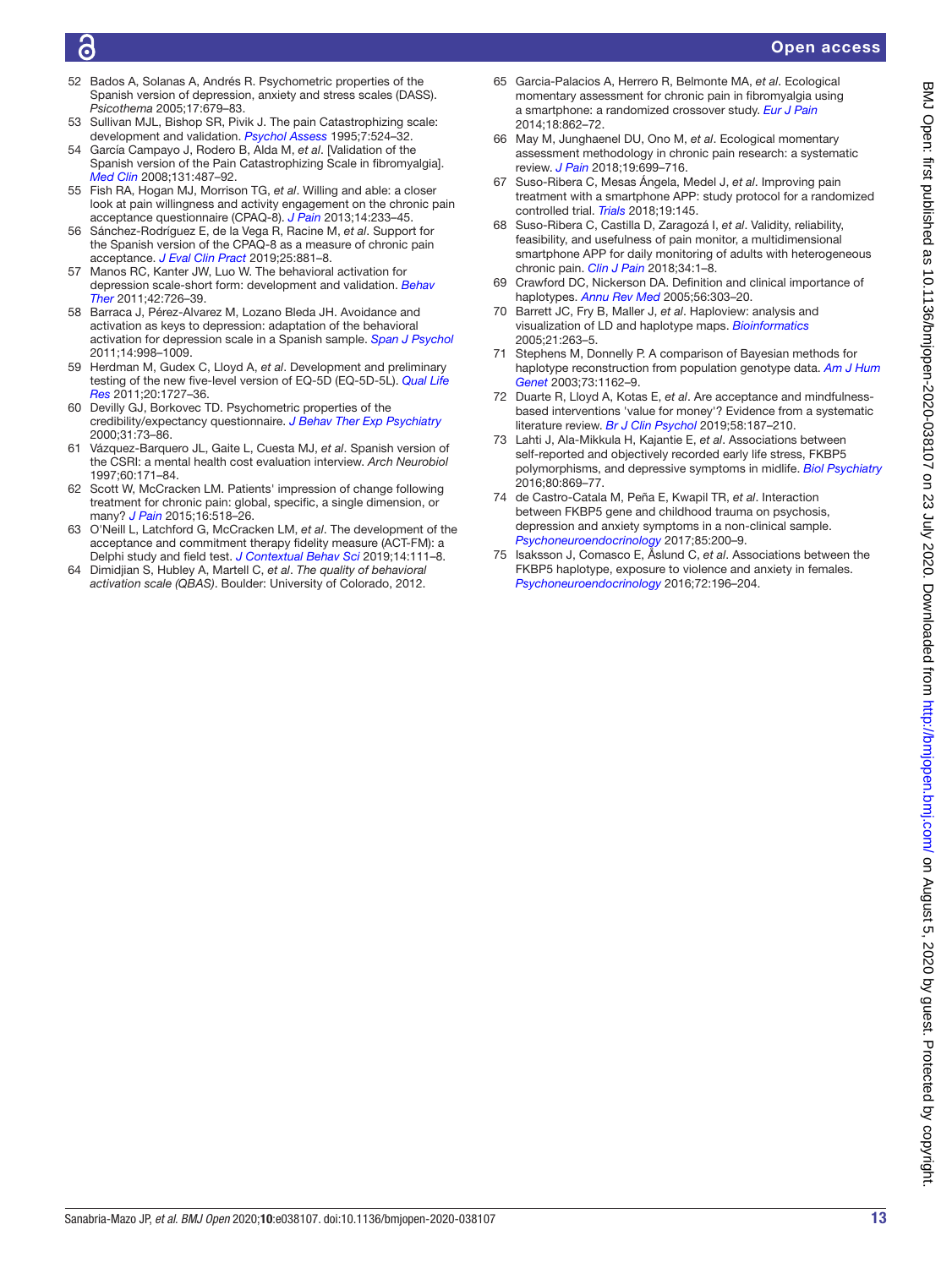52 Bados A, Solanas A, Andrés R. Psychometric properties of the Spanish version of depression, anxiety and stress scales (DASS). *Psicothema* 2005;17:679–83.

53 Sullivan MJL, Bishop SR, Pivik J. The pain Catastrophizing scale: development and validation. *Psychol Assess* 1995;7:524–32.

54 García Campayo J, Rodero B, Alda M, *et al*. [Validation of the Spanish version of the Pain Catastrophizing Scale in fibromyalgia]. *Med Clin* 2008;131:487–92.

55 Fish RA, Hogan MJ, Morrison TG, *et al*. Willing and able: a closer look at pain willingness and activity engagement on the chronic pain acceptance questionnaire (CPAQ-8). *J Pain* 2013;14:233–45.

56 Sánchez-Rodríguez E, de la Vega R, Racine M, *et al*. Support for the Spanish version of the CPAQ-8 as a measure of chronic pain acceptance. *J Eval Clin Pract* 2019;25:881–8.

57 Manos RC, Kanter JW, Luo W. The behavioral activation for depression scale-short form: development and validation. *Behav Ther* 2011;42:726–39.

58 Barraca J, Pérez-Alvarez M, Lozano Bleda JH. Avoidance and activation as keys to depression: adaptation of the behavioral activation for depression scale in a Spanish sample. *Span J Psychol* 2011;14:998–1009.

59 Herdman M, Gudex C, Lloyd A, *et al*. Development and preliminary testing of the new five-level version of EQ-5D (EQ-5D-5L). *Qual Life Res* 2011;20:1727–36.

60 Devilly GJ, Borkovec TD. Psychometric properties of the credibility/expectancy questionnaire. *J Behav Ther Exp Psychiatry* 2000;31:73–86.

61 Vázquez-Barquero JL, Gaite L, Cuesta MJ, *et al*. Spanish version of the CSRI: a mental health cost evaluation interview. *Arch Neurobiol* 1997;60:171–84.

62 Scott W, McCracken LM. Patients' impression of change following treatment for chronic pain: global, specific, a single dimension, or many? *J Pain* 2015;16:518–26.

63 O'Neill L, Latchford G, McCracken LM, *et al*. The development of the acceptance and commitment therapy fidelity measure (ACT-FM): a Delphi study and field test. *J Contextual Behav Sci* 2019;14:111–8.

64 Dimidjian S, Hubley A, Martell C, *et al*. *The quality of behavioral activation scale (QBAS)*. Boulder: University of Colorado, 2012.

65 Garcia-Palacios A, Herrero R, Belmonte MA, *et al*. Ecological momentary assessment for chronic pain in fibromyalgia using a smartphone: a randomized crossover study. *Eur J Pain* 2014;18:862–72.

66 May M, Junghaenel DU, Ono M, *et al*. Ecological momentary assessment methodology in chronic pain research: a systematic review. *J Pain* 2018;19:699–716.

67 Suso-Ribera C, Mesas Ángela, Medel J, *et al*. Improving pain treatment with a smartphone APP: study protocol for a randomized controlled trial. *Trials* 2018;19:145.

68 Suso-Ribera C, Castilla D, Zaragozá I, *et al*. Validity, reliability, feasibility, and usefulness of pain monitor, a multidimensional smartphone APP for daily monitoring of adults with heterogeneous chronic pain. *Clin J Pain* 2018;34:1–8.

69 Crawford DC, Nickerson DA. Definition and clinical importance of haplotypes. *Annu Rev Med* 2005;56:303–20.

70 Barrett JC, Fry B, Maller J, *et al*. Haploview: analysis and visualization of LD and haplotype maps. *Bioinformatics* 2005;21:263–5.

71 Stephens M, Donnelly P. A comparison of Bayesian methods for haplotype reconstruction from population genotype data. *Am J Hum Genet* 2003;73:1162–9.

72 Duarte R, Lloyd A, Kotas E, *et al*. Are acceptance and mindfulness-based interventions 'value for money'? Evidence from a systematic literature review. *Br J Clin Psychol* 2019;58:187–210.

73 Lahti J, Ala-Mikkula H, Kajantie E, *et al*. Associations between self-reported and objectively recorded early life stress, FKBP5 polymorphisms, and depressive symptoms in midlife. *Biol Psychiatry* 2016;80:869–77.

74 de Castro-Catala M, Peña E, Kwapil TR, *et al*. Interaction between FKBP5 gene and childhood trauma on psychosis, depression and anxiety symptoms in a non-clinical sample. *Psychoneuroendocrinology* 2017;85:200–9.

75 Isaksson J, Comasco E, Åslund C, *et al*. Associations between the FKBP5 haplotype, exposure to violence and anxiety in females. *Psychoneuroendocrinology* 2016;72:196–204.